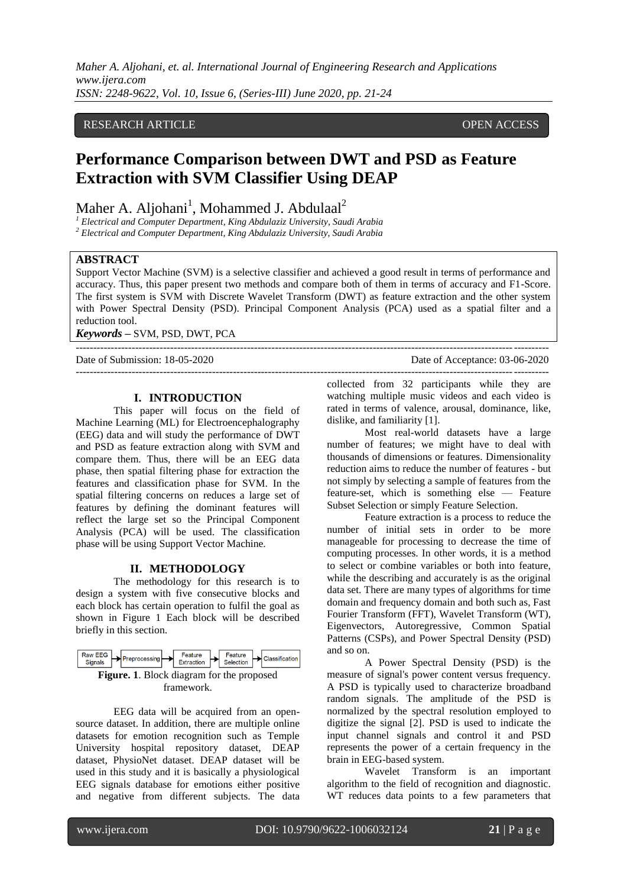RESEARCH ARTICLE OPEN ACCESS

# Performance Comparison between DWT and PSD as Feature Extraction with SVM Classifier Using DEAP

Maher A. Aljohani[1], Mohammed J. Abdulaal[2]

[1] Electrical and Computer Department, King Abdulaziz University, Saudi Arabia
[2] Electrical and Computer Department, King Abdulaziz University, Saudi Arabia

## ABSTRACT

Support Vector Machine (SVM) is a selective classifier and achieved a good result in terms of performance and accuracy. Thus, this paper present two methods and compare both of them in terms of accuracy and F1-Score. The first system is SVM with Discrete Wavelet Transform (DWT) as feature extraction and the other system with Power Spectral Density (PSD). Principal Component Analysis (PCA) used as a spatial filter and a reduction tool.

***Keywords*** – SVM, PSD, DWT, PCA

---

Date of Submission: 18-05-2020 Date of Acceptance: 03-06-2020

---

## I. INTRODUCTION

This paper will focus on the field of Machine Learning (ML) for Electroencephalography (EEG) data and will study the performance of DWT and PSD as feature extraction along with SVM and compare them. Thus, there will be an EEG data phase, then spatial filtering phase for extraction the features and classification phase for SVM. In the spatial filtering concerns on reduces a large set of features by defining the dominant features will reflect the large set so the Principal Component Analysis (PCA) will be used. The classification phase will be using Support Vector Machine.

## II. METHODOLOGY

The methodology for this research is to design a system with five consecutive blocks and each block has certain operation to fulfil the goal as shown in Figure 1 Each block will be described briefly in this section.

Raw EEG Signals → Preprocessing → Feature Extraction → Feature Selection → Classification

**Figure. 1**. Block diagram for the proposed framework.

EEG data will be acquired from an open-source dataset. In addition, there are multiple online datasets for emotion recognition such as Temple University hospital repository dataset, DEAP dataset, PhysioNet dataset. DEAP dataset will be used in this study and it is basically a physiological EEG signals database for emotions either positive and negative from different subjects. The data collected from 32 participants while they are watching multiple music videos and each video is rated in terms of valence, arousal, dominance, like, dislike, and familiarity [1].

Most real-world datasets have a large number of features; we might have to deal with thousands of dimensions or features. Dimensionality reduction aims to reduce the number of features - but not simply by selecting a sample of features from the feature-set, which is something else — Feature Subset Selection or simply Feature Selection.

Feature extraction is a process to reduce the number of initial sets in order to be more manageable for processing to decrease the time of computing processes. In other words, it is a method to select or combine variables or both into feature, while the describing and accurately is as the original data set. There are many types of algorithms for time domain and frequency domain and both such as, Fast Fourier Transform (FFT), Wavelet Transform (WT), Eigenvectors, Autoregressive, Common Spatial Patterns (CSPs), and Power Spectral Density (PSD) and so on.

A Power Spectral Density (PSD) is the measure of signal's power content versus frequency. A PSD is typically used to characterize broadband random signals. The amplitude of the PSD is normalized by the spectral resolution employed to digitize the signal [2]. PSD is used to indicate the input channel signals and control it and PSD represents the power of a certain frequency in the brain in EEG-based system.

Wavelet Transform is an important algorithm to the field of recognition and diagnostic. WT reduces data points to a few parameters that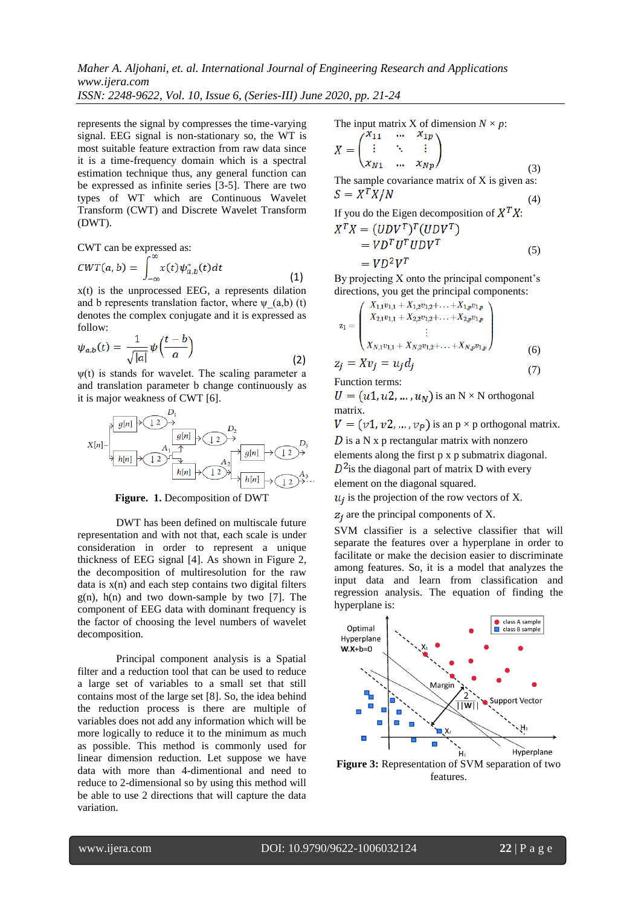represents the signal by compresses the time-varying signal. EEG signal is non-stationary so, the WT is most suitable feature extraction from raw data since it is a time-frequency domain which is a spectral estimation technique thus, any general function can be expressed as infinite series [3-5]. There are two types of WT which are Continuous Wavelet Transform (CWT) and Discrete Wavelet Transform (DWT).

CWT can be expressed as:

$$CWT(a,b) = \int_{-\infty}^{\infty} x(t)\psi_{a,b}^{*}(t)dt \quad (1)$$

x(t) is the unprocessed EEG, a represents dilation and b represents translation factor, where ψ_(a,b) (t) denotes the complex conjugate and it is expressed as follow:

$$\psi_{a,b}(t) = \frac{1}{\sqrt{|a|}}\psi\left(\frac{t-b}{a}\right) \quad (2)$$

ψ(t) is stands for wavelet. The scaling parameter a and translation parameter b change continuously as it is major weakness of CWT [6].

**Figure. 1.** Decomposition of DWT

DWT has been defined on multiscale future representation and with not that, each scale is under consideration in order to represent a unique thickness of EEG signal [4]. As shown in Figure 2, the decomposition of multiresolution for the raw data is x(n) and each step contains two digital filters g(n), h(n) and two down-sample by two [7]. The component of EEG data with dominant frequency is the factor of choosing the level numbers of wavelet decomposition.

Principal component analysis is a Spatial filter and a reduction tool that can be used to reduce a large set of variables to a small set that still contains most of the large set [8]. So, the idea behind the reduction process is there are multiple of variables does not add any information which will be more logically to reduce it to the minimum as much as possible. This method is commonly used for linear dimension reduction. Let suppose we have data with more than 4-dimentional and need to reduce to 2-dimensional so by using this method will be able to use 2 directions that will capture the data variation.

The input matrix X of dimension $N \times p$:

$$X = \begin{pmatrix} x_{11} & \cdots & x_{1p} \\ \vdots & \ddots & \vdots \\ x_{N1} & \cdots & x_{Np} \end{pmatrix} \quad (3)$$

The sample covariance matrix of X is given as:

$$S = X^T X / N \quad (4)$$

If you do the Eigen decomposition of $X^T X$:

$$\begin{aligned} X^T X &= (UDV^T)^T (UDV^T) \\ &= VD^T U^T UDV^T \\ &= VD^2 V^T \end{aligned} \quad (5)$$

By projecting X onto the principal component's directions, you get the principal components:

$$z_1 = \begin{pmatrix} X_{1,1}v_{1,1} + X_{1,2}v_{1,2} + \ldots + X_{1,p}v_{1,p} \\ X_{2,1}v_{1,1} + X_{2,2}v_{1,2} + \ldots + X_{2,p}v_{1,p} \\ \vdots \\ X_{N,1}v_{1,1} + X_{N,2}v_{1,2} + \ldots + X_{N,p}v_{1,p} \end{pmatrix} \quad (6)$$

$$z_j = Xv_j = u_j d_j \quad (7)$$

Function terms:

$U = (u1, u2, \ldots, u_N)$ is an N × N orthogonal matrix.

$V = (v1, v2, \ldots, v_P)$ is an p × p orthogonal matrix.

$D$ is a N x p rectangular matrix with nonzero elements along the first p x p submatrix diagonal.

$D^2$ is the diagonal part of matrix D with every element on the diagonal squared.

$u_j$ is the projection of the row vectors of X.

$z_j$ are the principal components of X.

SVM classifier is a selective classifier that will separate the features over a hyperplane in order to facilitate or make the decision easier to discriminate among features. So, it is a model that analyzes the input data and learn from classification and regression analysis. The equation of finding the hyperplane is:

**Figure 3:** Representation of SVM separation of two features.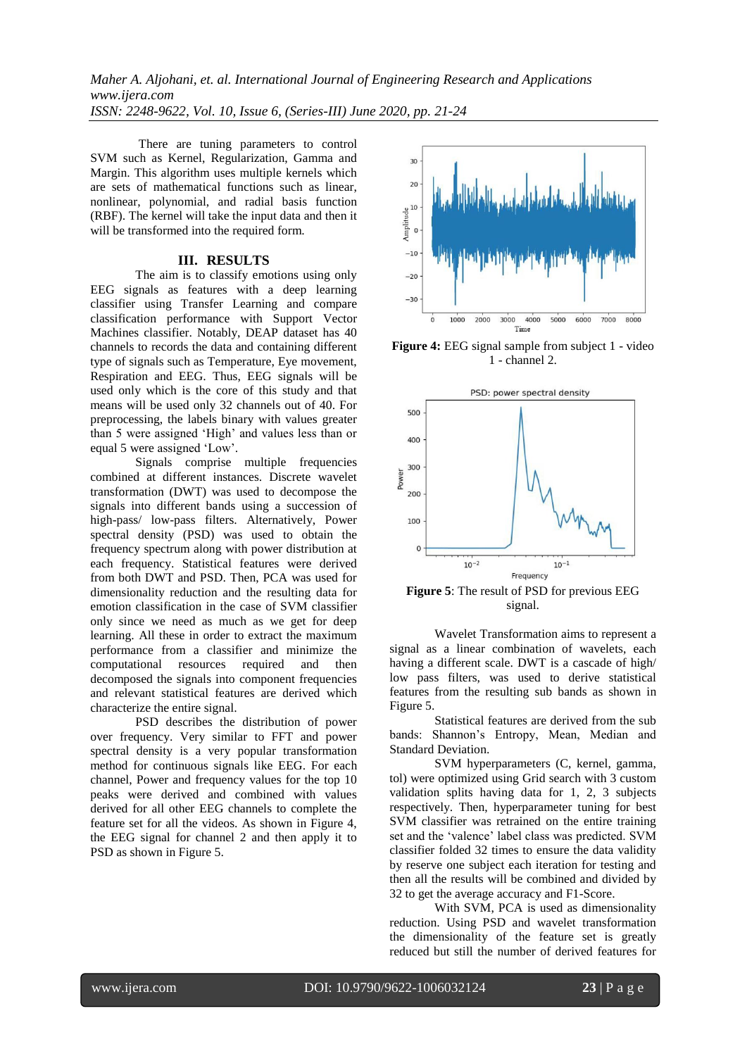There are tuning parameters to control SVM such as Kernel, Regularization, Gamma and Margin. This algorithm uses multiple kernels which are sets of mathematical functions such as linear, nonlinear, polynomial, and radial basis function (RBF). The kernel will take the input data and then it will be transformed into the required form.

## III. RESULTS

The aim is to classify emotions using only EEG signals as features with a deep learning classifier using Transfer Learning and compare classification performance with Support Vector Machines classifier. Notably, DEAP dataset has 40 channels to records the data and containing different type of signals such as Temperature, Eye movement, Respiration and EEG. Thus, EEG signals will be used only which is the core of this study and that means will be used only 32 channels out of 40. For preprocessing, the labels binary with values greater than 5 were assigned 'High' and values less than or equal 5 were assigned 'Low'.

Signals comprise multiple frequencies combined at different instances. Discrete wavelet transformation (DWT) was used to decompose the signals into different bands using a succession of high-pass/ low-pass filters. Alternatively, Power spectral density (PSD) was used to obtain the frequency spectrum along with power distribution at each frequency. Statistical features were derived from both DWT and PSD. Then, PCA was used for dimensionality reduction and the resulting data for emotion classification in the case of SVM classifier only since we need as much as we get for deep learning. All these in order to extract the maximum performance from a classifier and minimize the computational resources required and then decomposed the signals into component frequencies and relevant statistical features are derived which characterize the entire signal.

PSD describes the distribution of power over frequency. Very similar to FFT and power spectral density is a very popular transformation method for continuous signals like EEG. For each channel, Power and frequency values for the top 10 peaks were derived and combined with values derived for all other EEG channels to complete the feature set for all the videos. As shown in Figure 4, the EEG signal for channel 2 and then apply it to PSD as shown in Figure 5.

**Figure 4:** EEG signal sample from subject 1 - video 1 - channel 2.

**Figure 5**: The result of PSD for previous EEG signal.

Wavelet Transformation aims to represent a signal as a linear combination of wavelets, each having a different scale. DWT is a cascade of high/ low pass filters, was used to derive statistical features from the resulting sub bands as shown in Figure 5.

Statistical features are derived from the sub bands: Shannon's Entropy, Mean, Median and Standard Deviation.

SVM hyperparameters (C, kernel, gamma, tol) were optimized using Grid search with 3 custom validation splits having data for 1, 2, 3 subjects respectively. Then, hyperparameter tuning for best SVM classifier was retrained on the entire training set and the 'valence' label class was predicted. SVM classifier folded 32 times to ensure the data validity by reserve one subject each iteration for testing and then all the results will be combined and divided by 32 to get the average accuracy and F1-Score.

With SVM, PCA is used as dimensionality reduction. Using PSD and wavelet transformation the dimensionality of the feature set is greatly reduced but still the number of derived features for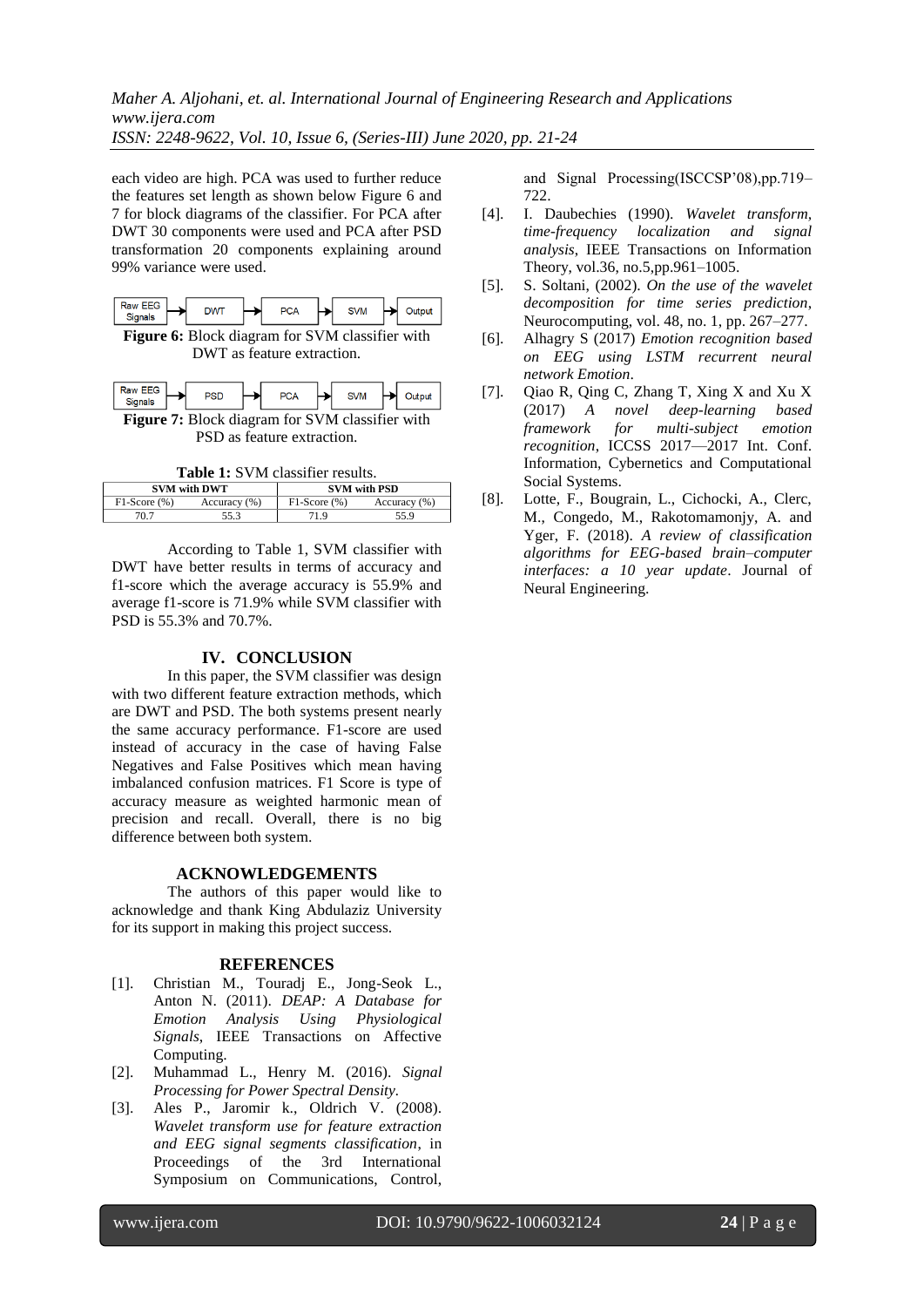each video are high. PCA was used to further reduce the features set length as shown below Figure 6 and 7 for block diagrams of the classifier. For PCA after DWT 30 components were used and PCA after PSD transformation 20 components explaining around 99% variance were used.

Raw EEG Signals → DWT → PCA → SVM → Output

**Figure 6:** Block diagram for SVM classifier with DWT as feature extraction.

Raw EEG Signals → PSD → PCA → SVM → Output

**Figure 7:** Block diagram for SVM classifier with PSD as feature extraction.

**Table 1:** SVM classifier results.

| SVM with DWT | | SVM with PSD | |
|---|---|---|---|
| F1-Score (%) | Accuracy (%) | F1-Score (%) | Accuracy (%) |
| 70.7 | 55.3 | 71.9 | 55.9 |

According to Table 1, SVM classifier with DWT have better results in terms of accuracy and f1-score which the average accuracy is 55.9% and average f1-score is 71.9% while SVM classifier with PSD is 55.3% and 70.7%.

## IV. CONCLUSION

In this paper, the SVM classifier was design with two different feature extraction methods, which are DWT and PSD. The both systems present nearly the same accuracy performance. F1-score are used instead of accuracy in the case of having False Negatives and False Positives which mean having imbalanced confusion matrices. F1 Score is type of accuracy measure as weighted harmonic mean of precision and recall. Overall, there is no big difference between both system.

## ACKNOWLEDGEMENTS

The authors of this paper would like to acknowledge and thank King Abdulaziz University for its support in making this project success.

## REFERENCES

[1]. Christian M., Touradj E., Jong-Seok L., Anton N. (2011). *DEAP: A Database for Emotion Analysis Using Physiological Signals*, IEEE Transactions on Affective Computing.

[2]. Muhammad L., Henry M. (2016). *Signal Processing for Power Spectral Density.*

[3]. Ales P., Jaromir k., Oldrich V. (2008). *Wavelet transform use for feature extraction and EEG signal segments classification*, in Proceedings of the 3rd International Symposium on Communications, Control, and Signal Processing(ISCCSP'08),pp.719–722.

[4]. I. Daubechies (1990). *Wavelet transform, time-frequency localization and signal analysis*, IEEE Transactions on Information Theory, vol.36, no.5,pp.961–1005.

[5]. S. Soltani, (2002). *On the use of the wavelet decomposition for time series prediction*, Neurocomputing, vol. 48, no. 1, pp. 267–277.

[6]. Alhagry S (2017) *Emotion recognition based on EEG using LSTM recurrent neural network Emotion*.

[7]. Qiao R, Qing C, Zhang T, Xing X and Xu X (2017) *A novel deep-learning based framework for multi-subject emotion recognition*, ICCSS 2017—2017 Int. Conf. Information, Cybernetics and Computational Social Systems.

[8]. Lotte, F., Bougrain, L., Cichocki, A., Clerc, M., Congedo, M., Rakotomamonjy, A. and Yger, F. (2018). *A review of classification algorithms for EEG-based brain–computer interfaces: a 10 year update*. Journal of Neural Engineering.